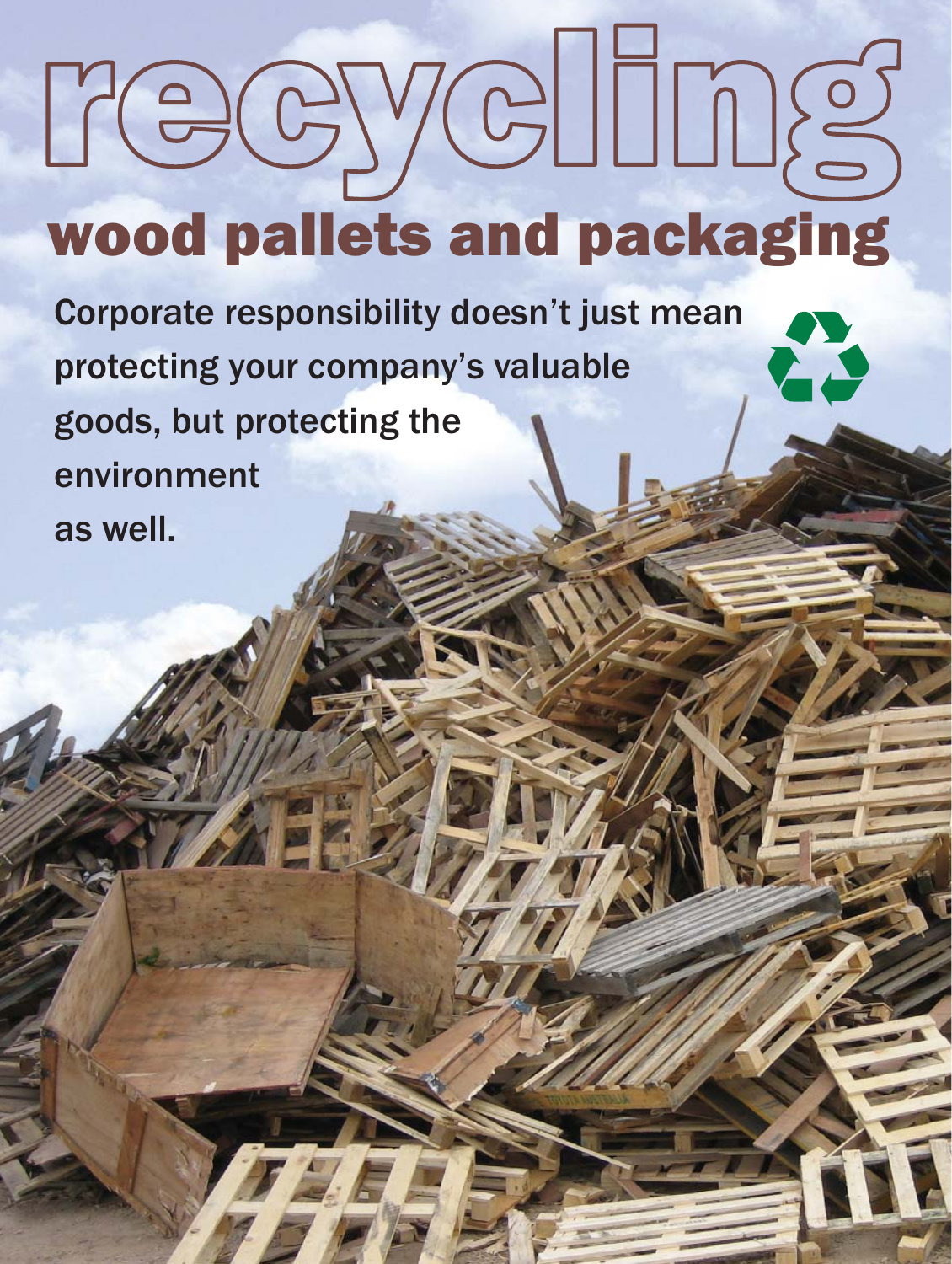# recycling

## wood pallets and packaging

Corporate responsibility doesn't just mean protecting your company's valuable goods, but protecting the environment as well.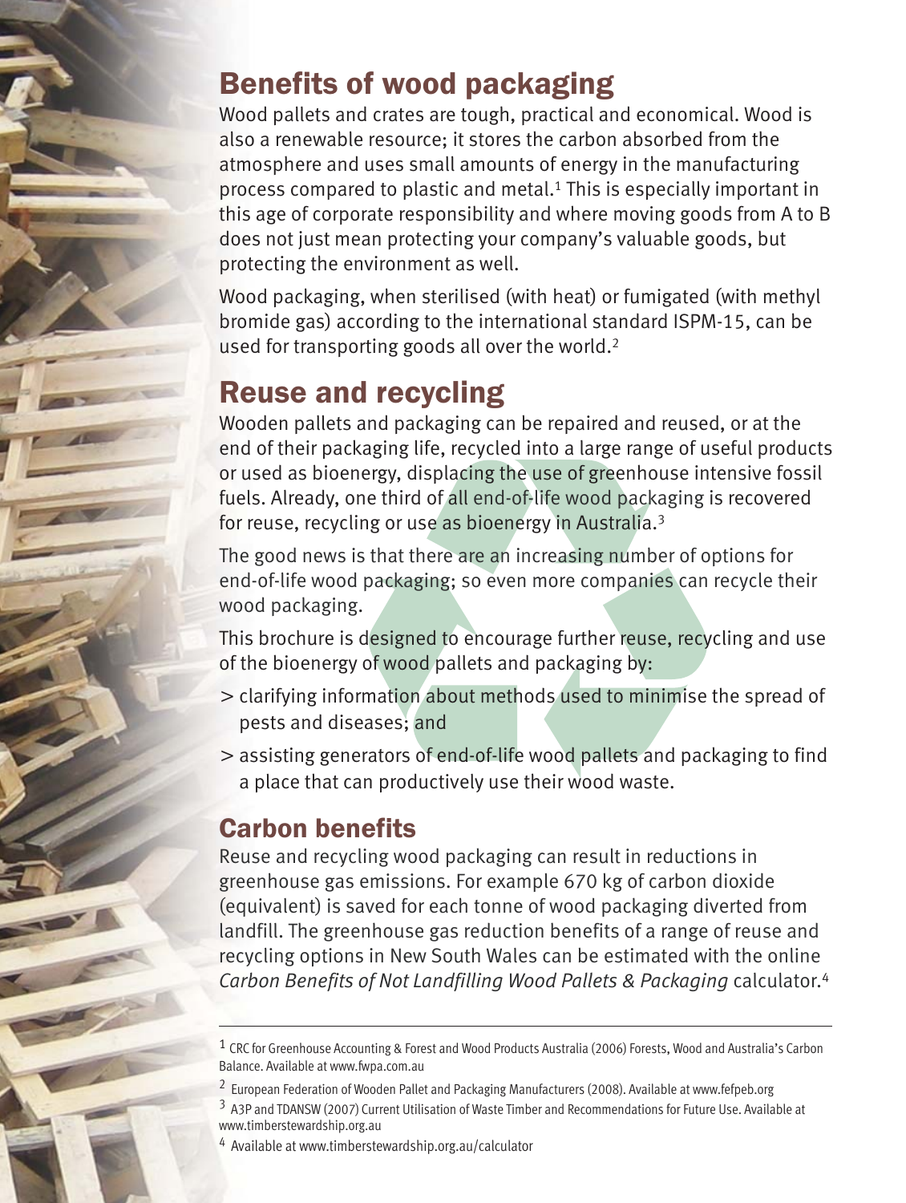## Benefits of wood packaging

Wood pallets and crates are tough, practical and economical. Wood is also a renewable resource; it stores the carbon absorbed from the atmosphere and uses small amounts of energy in the manufacturing process compared to plastic and metal.[1] This is especially important in this age of corporate responsibility and where moving goods from A to B does not just mean protecting your company's valuable goods, but protecting the environment as well.

Wood packaging, when sterilised (with heat) or fumigated (with methyl bromide gas) according to the international standard ISPM-15, can be used for transporting goods all over the world.[2]

## Reuse and recycling

Wooden pallets and packaging can be repaired and reused, or at the end of their packaging life, recycled into a large range of useful products or used as bioenergy, displacing the use of greenhouse intensive fossil fuels. Already, one third of all end-of-life wood packaging is recovered for reuse, recycling or use as bioenergy in Australia.[3]

The good news is that there are an increasing number of options for end-of-life wood packaging; so even more companies can recycle their wood packaging.

This brochure is designed to encourage further reuse, recycling and use of the bioenergy of wood pallets and packaging by:

> clarifying information about methods used to minimise the spread of pests and diseases; and

> assisting generators of end-of-life wood pallets and packaging to find a place that can productively use their wood waste.

### Carbon benefits

Reuse and recycling wood packaging can result in reductions in greenhouse gas emissions. For example 670 kg of carbon dioxide (equivalent) is saved for each tonne of wood packaging diverted from landfill. The greenhouse gas reduction benefits of a range of reuse and recycling options in New South Wales can be estimated with the online *Carbon Benefits of Not Landfilling Wood Pallets & Packaging* calculator.[4]

---

[1] CRC for Greenhouse Accounting & Forest and Wood Products Australia (2006) Forests, Wood and Australia's Carbon Balance. Available at www.fwpa.com.au

[2] European Federation of Wooden Pallet and Packaging Manufacturers (2008). Available at www.fefpeb.org

[3] A3P and TDANSW (2007) Current Utilisation of Waste Timber and Recommendations for Future Use. Available at www.timberstewardship.org.au

[4] Available at www.timberstewardship.org.au/calculator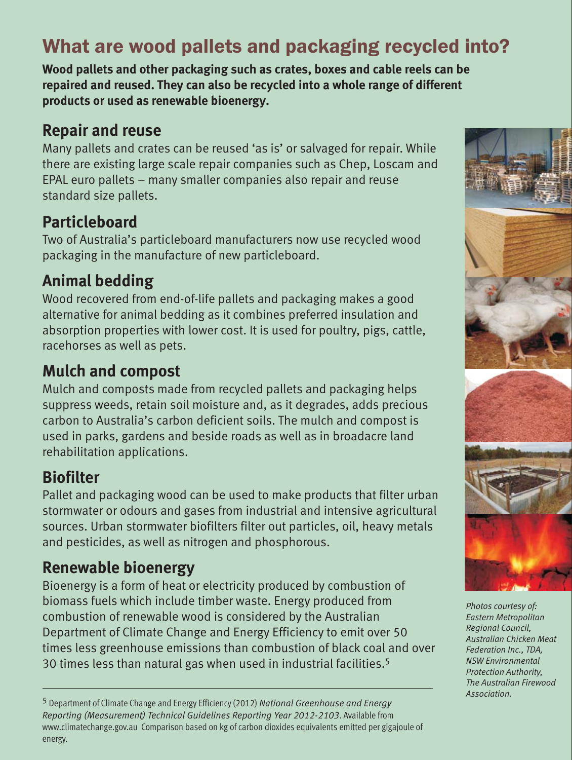# What are wood pallets and packaging recycled into?

**Wood pallets and other packaging such as crates, boxes and cable reels can be repaired and reused. They can also be recycled into a whole range of different products or used as renewable bioenergy.**

## Repair and reuse

Many pallets and crates can be reused 'as is' or salvaged for repair. While there are existing large scale repair companies such as Chep, Loscam and EPAL euro pallets – many smaller companies also repair and reuse standard size pallets.

## Particleboard

Two of Australia's particleboard manufacturers now use recycled wood packaging in the manufacture of new particleboard.

## Animal bedding

Wood recovered from end-of-life pallets and packaging makes a good alternative for animal bedding as it combines preferred insulation and absorption properties with lower cost. It is used for poultry, pigs, cattle, racehorses as well as pets.

## Mulch and compost

Mulch and composts made from recycled pallets and packaging helps suppress weeds, retain soil moisture and, as it degrades, adds precious carbon to Australia's carbon deficient soils. The mulch and compost is used in parks, gardens and beside roads as well as in broadacre land rehabilitation applications.

## Biofilter

Pallet and packaging wood can be used to make products that filter urban stormwater or odours and gases from industrial and intensive agricultural sources. Urban stormwater biofilters filter out particles, oil, heavy metals and pesticides, as well as nitrogen and phosphorous.

## Renewable bioenergy

Bioenergy is a form of heat or electricity produced by combustion of biomass fuels which include timber waste. Energy produced from combustion of renewable wood is considered by the Australian Department of Climate Change and Energy Efficiency to emit over 50 times less greenhouse emissions than combustion of black coal and over 30 times less than natural gas when used in industrial facilities.[5]

*Photos courtesy of: Eastern Metropolitan Regional Council, Australian Chicken Meat Federation Inc., TDA, NSW Environmental Protection Authority, The Australian Firewood Association.*

---

[5] Department of Climate Change and Energy Efficiency (2012) *National Greenhouse and Energy Reporting (Measurement) Technical Guidelines Reporting Year 2012-2103*. Available from www.climatechange.gov.au Comparison based on kg of carbon dioxides equivalents emitted per gigajoule of energy.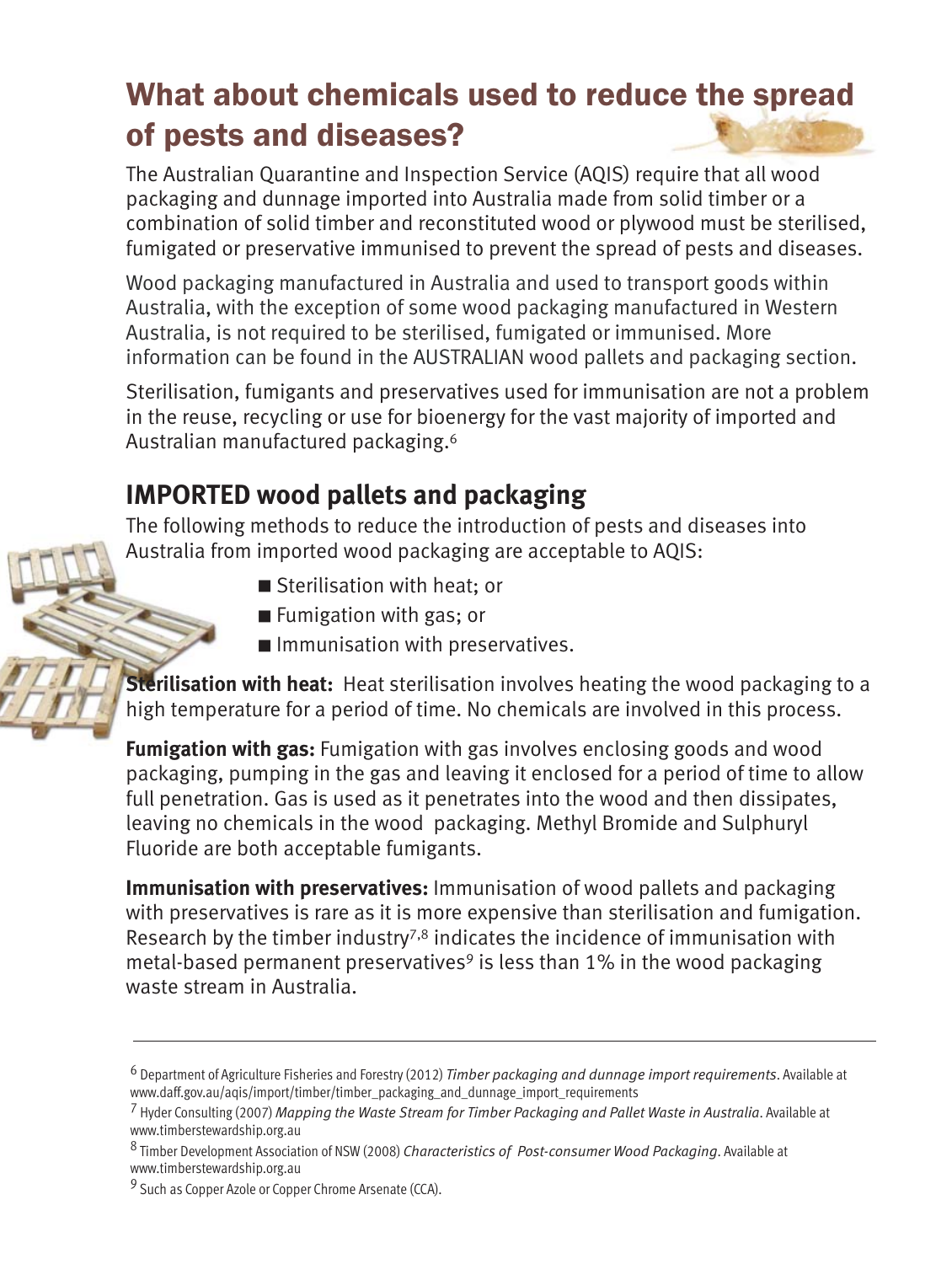# What about chemicals used to reduce the spread of pests and diseases?

The Australian Quarantine and Inspection Service (AQIS) require that all wood packaging and dunnage imported into Australia made from solid timber or a combination of solid timber and reconstituted wood or plywood must be sterilised, fumigated or preservative immunised to prevent the spread of pests and diseases.

Wood packaging manufactured in Australia and used to transport goods within Australia, with the exception of some wood packaging manufactured in Western Australia, is not required to be sterilised, fumigated or immunised. More information can be found in the AUSTRALIAN wood pallets and packaging section.

Sterilisation, fumigants and preservatives used for immunisation are not a problem in the reuse, recycling or use for bioenergy for the vast majority of imported and Australian manufactured packaging.[6]

## IMPORTED wood pallets and packaging

The following methods to reduce the introduction of pests and diseases into Australia from imported wood packaging are acceptable to AQIS:

- Sterilisation with heat; or
- Fumigation with gas; or
- Immunisation with preservatives.

**Sterilisation with heat:** Heat sterilisation involves heating the wood packaging to a high temperature for a period of time. No chemicals are involved in this process.

**Fumigation with gas:** Fumigation with gas involves enclosing goods and wood packaging, pumping in the gas and leaving it enclosed for a period of time to allow full penetration. Gas is used as it penetrates into the wood and then dissipates, leaving no chemicals in the wood packaging. Methyl Bromide and Sulphuryl Fluoride are both acceptable fumigants.

**Immunisation with preservatives:** Immunisation of wood pallets and packaging with preservatives is rare as it is more expensive than sterilisation and fumigation. Research by the timber industry[7,8] indicates the incidence of immunisation with metal-based permanent preservatives[9] is less than 1% in the wood packaging waste stream in Australia.

---

[6] Department of Agriculture Fisheries and Forestry (2012) *Timber packaging and dunnage import requirements*. Available at www.daff.gov.au/aqis/import/timber/timber_packaging_and_dunnage_import_requirements

[7] Hyder Consulting (2007) *Mapping the Waste Stream for Timber Packaging and Pallet Waste in Australia*. Available at www.timberstewardship.org.au

[8] Timber Development Association of NSW (2008) *Characteristics of Post-consumer Wood Packaging*. Available at www.timberstewardship.org.au

[9] Such as Copper Azole or Copper Chrome Arsenate (CCA).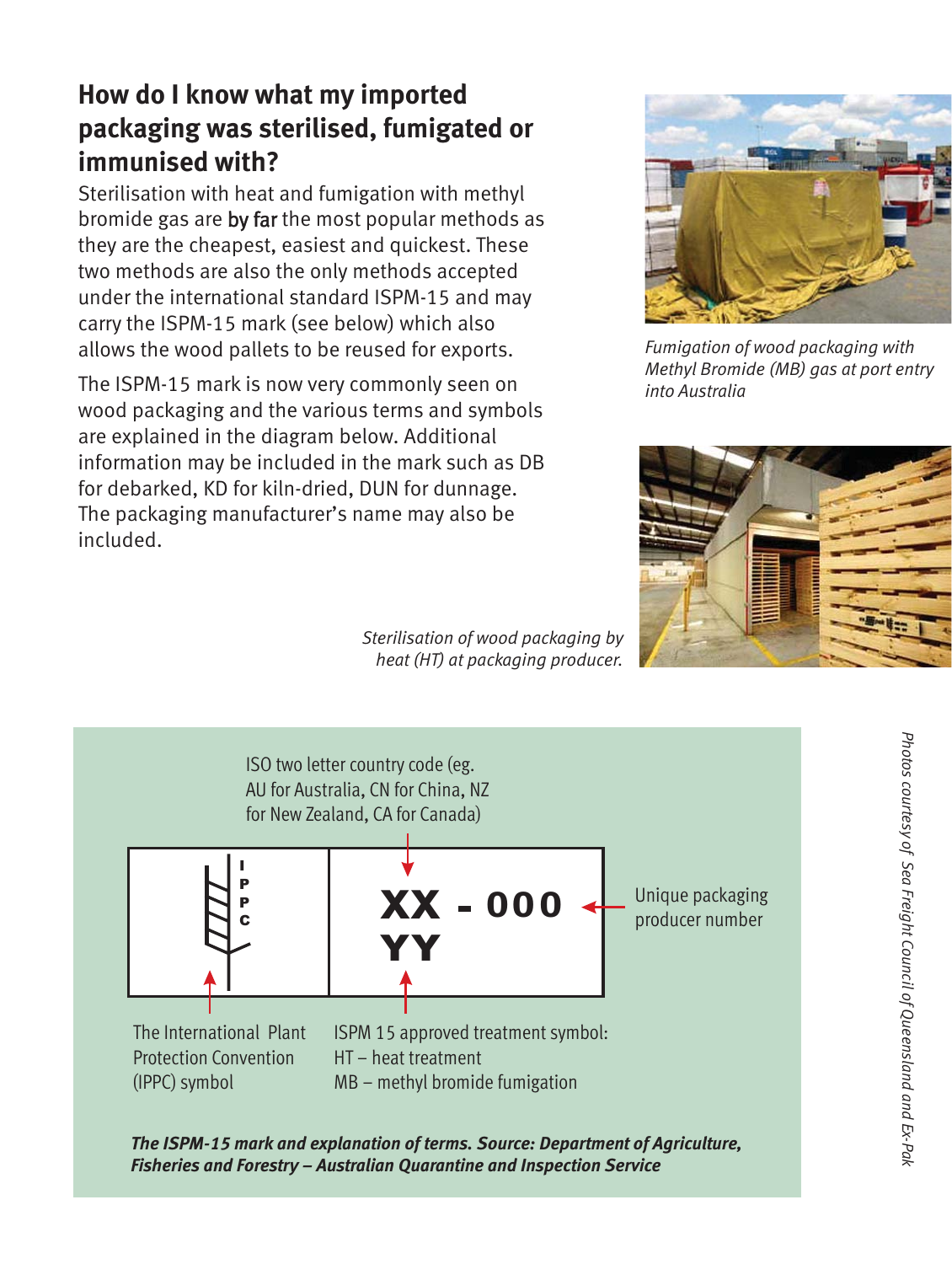## How do I know what my imported packaging was sterilised, fumigated or immunised with?

Sterilisation with heat and fumigation with methyl bromide gas are by far the most popular methods as they are the cheapest, easiest and quickest. These two methods are also the only methods accepted under the international standard ISPM-15 and may carry the ISPM-15 mark (see below) which also allows the wood pallets to be reused for exports.

The ISPM-15 mark is now very commonly seen on wood packaging and the various terms and symbols are explained in the diagram below. Additional information may be included in the mark such as DB for debarked, KD for kiln-dried, DUN for dunnage. The packaging manufacturer's name may also be included.

*Fumigation of wood packaging with Methyl Bromide (MB) gas at port entry into Australia*

*Sterilisation of wood packaging by heat (HT) at packaging producer.*

ISO two letter country code (eg. AU for Australia, CN for China, NZ for New Zealand, CA for Canada)

IPPC | XX - 000 YY

Unique packaging producer number

The International Plant Protection Convention (IPPC) symbol

ISPM 15 approved treatment symbol:
HT – heat treatment
MB – methyl bromide fumigation

***The ISPM-15 mark and explanation of terms. Source: Department of Agriculture, Fisheries and Forestry – Australian Quarantine and Inspection Service***

*Photos courtesy of Sea Freight Council of Queensland and Ex-Pak*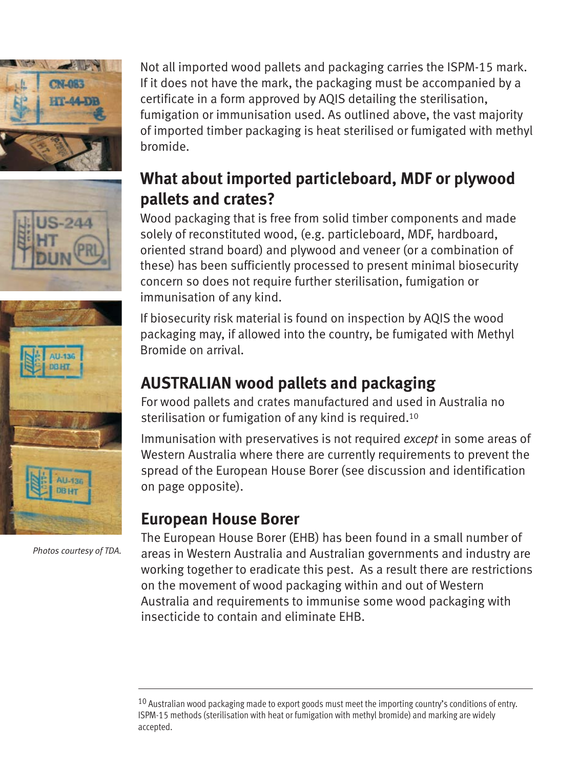Not all imported wood pallets and packaging carries the ISPM-15 mark. If it does not have the mark, the packaging must be accompanied by a certificate in a form approved by AQIS detailing the sterilisation, fumigation or immunisation used. As outlined above, the vast majority of imported timber packaging is heat sterilised or fumigated with methyl bromide.

## What about imported particleboard, MDF or plywood pallets and crates?

Wood packaging that is free from solid timber components and made solely of reconstituted wood, (e.g. particleboard, MDF, hardboard, oriented strand board) and plywood and veneer (or a combination of these) has been sufficiently processed to present minimal biosecurity concern so does not require further sterilisation, fumigation or immunisation of any kind.

If biosecurity risk material is found on inspection by AQIS the wood packaging may, if allowed into the country, be fumigated with Methyl Bromide on arrival.

## AUSTRALIAN wood pallets and packaging

For wood pallets and crates manufactured and used in Australia no sterilisation or fumigation of any kind is required.[10]

Immunisation with preservatives is not required *except* in some areas of Western Australia where there are currently requirements to prevent the spread of the European House Borer (see discussion and identification on page opposite).

## European House Borer

The European House Borer (EHB) has been found in a small number of areas in Western Australia and Australian governments and industry are working together to eradicate this pest. As a result there are restrictions on the movement of wood packaging within and out of Western Australia and requirements to immunise some wood packaging with insecticide to contain and eliminate EHB.

*Photos courtesy of TDA.*

---

[10] Australian wood packaging made to export goods must meet the importing country's conditions of entry. ISPM-15 methods (sterilisation with heat or fumigation with methyl bromide) and marking are widely accepted.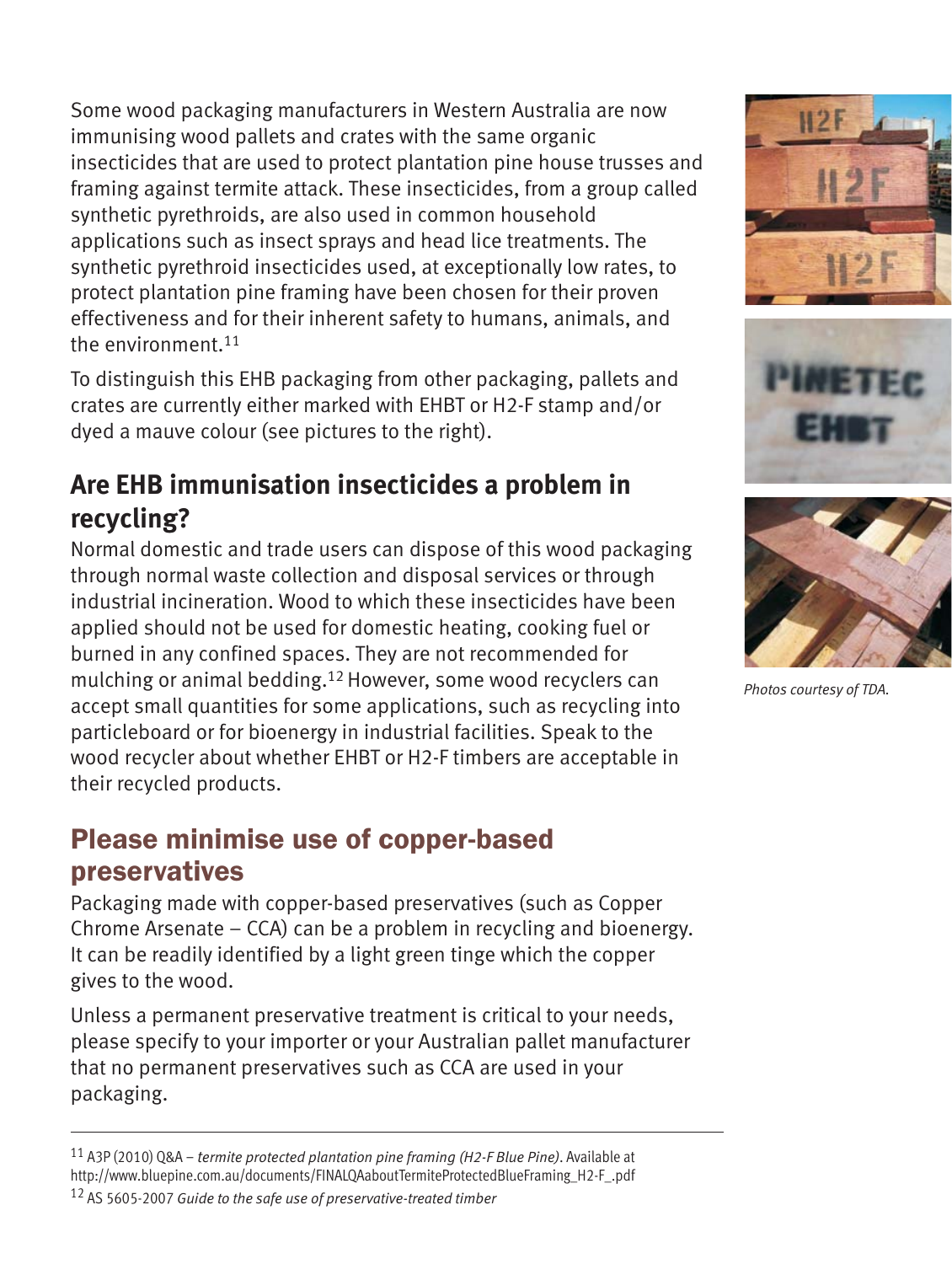Some wood packaging manufacturers in Western Australia are now immunising wood pallets and crates with the same organic insecticides that are used to protect plantation pine house trusses and framing against termite attack. These insecticides, from a group called synthetic pyrethroids, are also used in common household applications such as insect sprays and head lice treatments. The synthetic pyrethroid insecticides used, at exceptionally low rates, to protect plantation pine framing have been chosen for their proven effectiveness and for their inherent safety to humans, animals, and the environment.[11]

To distinguish this EHB packaging from other packaging, pallets and crates are currently either marked with EHBT or H2-F stamp and/or dyed a mauve colour (see pictures to the right).

*Photos courtesy of TDA.*

## Are EHB immunisation insecticides a problem in recycling?

Normal domestic and trade users can dispose of this wood packaging through normal waste collection and disposal services or through industrial incineration. Wood to which these insecticides have been applied should not be used for domestic heating, cooking fuel or burned in any confined spaces. They are not recommended for mulching or animal bedding.[12] However, some wood recyclers can accept small quantities for some applications, such as recycling into particleboard or for bioenergy in industrial facilities. Speak to the wood recycler about whether EHBT or H2-F timbers are acceptable in their recycled products.

## Please minimise use of copper-based preservatives

Packaging made with copper-based preservatives (such as Copper Chrome Arsenate – CCA) can be a problem in recycling and bioenergy. It can be readily identified by a light green tinge which the copper gives to the wood.

Unless a permanent preservative treatment is critical to your needs, please specify to your importer or your Australian pallet manufacturer that no permanent preservatives such as CCA are used in your packaging.

---

[11] A3P (2010) Q&A – *termite protected plantation pine framing (H2-F Blue Pine)*. Available at http://www.bluepine.com.au/documents/FINALQAaboutTermiteProtectedBlueFraming_H2-F_.pdf

[12] AS 5605-2007 *Guide to the safe use of preservative-treated timber*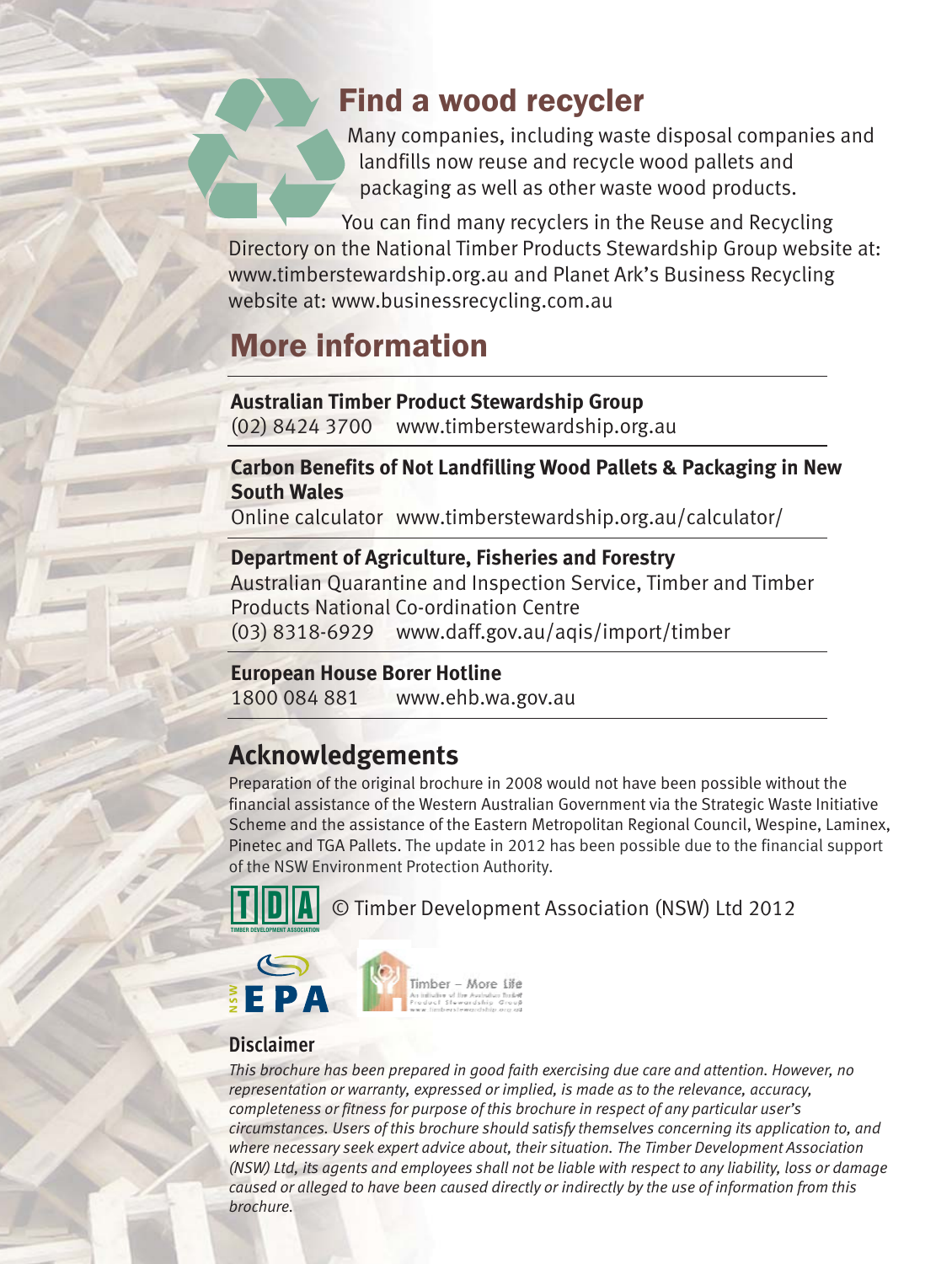## Find a wood recycler

Many companies, including waste disposal companies and landfills now reuse and recycle wood pallets and packaging as well as other waste wood products.

You can find many recyclers in the Reuse and Recycling Directory on the National Timber Products Stewardship Group website at: www.timberstewardship.org.au and Planet Ark's Business Recycling website at: www.businessrecycling.com.au

## More information

**Australian Timber Product Stewardship Group**
(02) 8424 3700 www.timberstewardship.org.au

**Carbon Benefits of Not Landfilling Wood Pallets & Packaging in New South Wales**
Online calculator www.timberstewardship.org.au/calculator/

**Department of Agriculture, Fisheries and Forestry**
Australian Quarantine and Inspection Service, Timber and Timber Products National Co-ordination Centre
(03) 8318-6929 www.daff.gov.au/aqis/import/timber

**European House Borer Hotline**
1800 084 881 www.ehb.wa.gov.au

## Acknowledgements

Preparation of the original brochure in 2008 would not have been possible without the financial assistance of the Western Australian Government via the Strategic Waste Initiative Scheme and the assistance of the Eastern Metropolitan Regional Council, Wespine, Laminex, Pinetec and TGA Pallets. The update in 2012 has been possible due to the financial support of the NSW Environment Protection Authority.

© Timber Development Association (NSW) Ltd 2012

### Disclaimer

*This brochure has been prepared in good faith exercising due care and attention. However, no representation or warranty, expressed or implied, is made as to the relevance, accuracy, completeness or fitness for purpose of this brochure in respect of any particular user's circumstances. Users of this brochure should satisfy themselves concerning its application to, and where necessary seek expert advice about, their situation. The Timber Development Association (NSW) Ltd, its agents and employees shall not be liable with respect to any liability, loss or damage caused or alleged to have been caused directly or indirectly by the use of information from this brochure.*